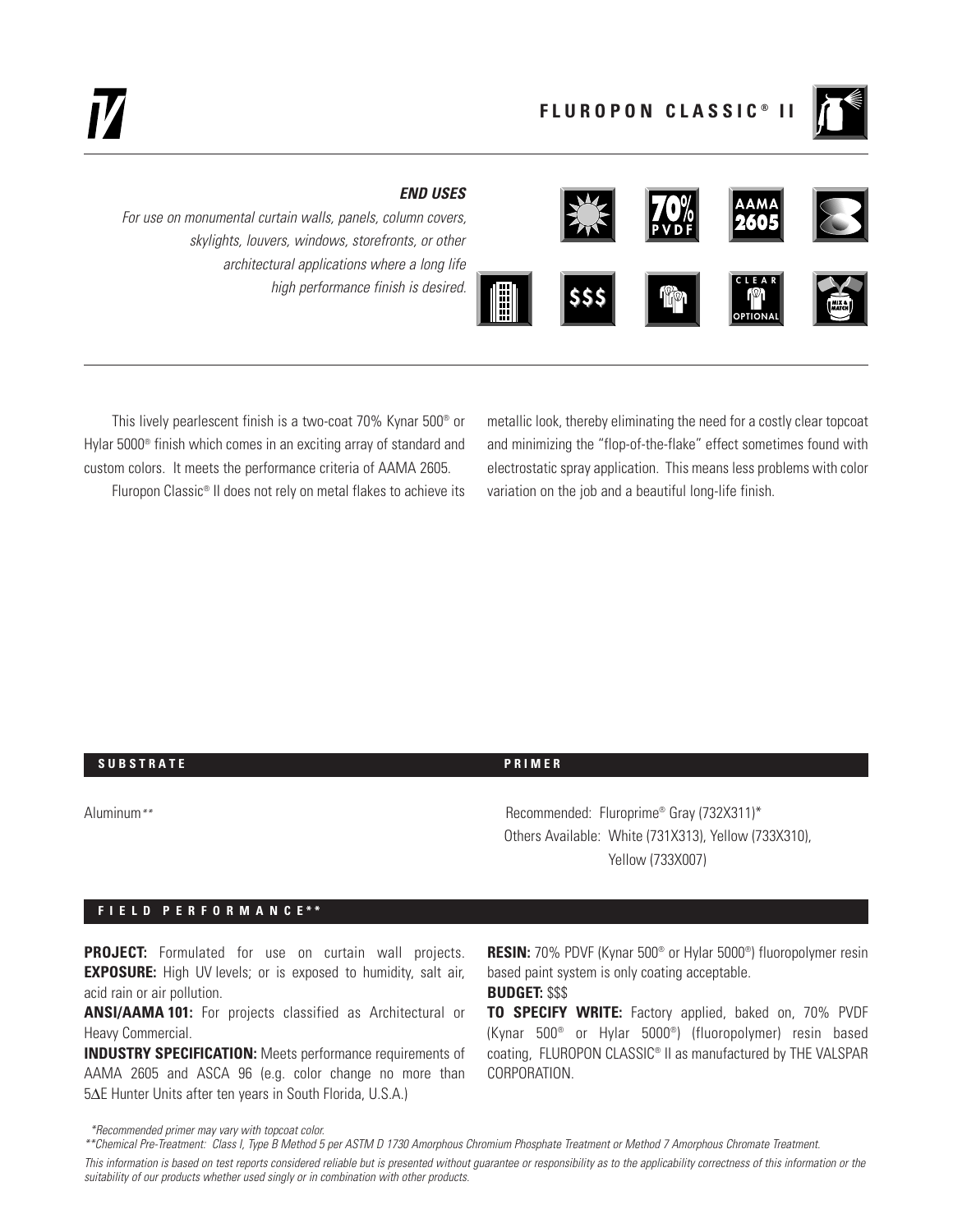# FLUROPON CLASSIC® II

### *END USES*

*For use on monumental curtain walls, panels, column covers, skylights, louvers, windows, storefronts, or other architectural applications where a long life high performance finish is desired.*

70% PVDF | AAMA 2605 | $$$ | CLEAR OPTIONAL | MIX & MATCH

This lively pearlescent finish is a two-coat 70% Kynar 500® or Hylar 5000® finish which comes in an exciting array of standard and custom colors. It meets the performance criteria of AAMA 2605.

Fluropon Classic® II does not rely on metal flakes to achieve its metallic look, thereby eliminating the need for a costly clear topcoat and minimizing the "flop-of-the-flake" effect sometimes found with electrostatic spray application. This means less problems with color variation on the job and a beautiful long-life finish.

| SUBSTRATE | PRIMER |
|---|---|
| Aluminum** | Recommended: Fluroprime® Gray (732X311)*<br>Others Available: White (731X313), Yellow (733X310), Yellow (733X007) |

## FIELD PERFORMANCE**

**PROJECT:** Formulated for use on curtain wall projects.
**EXPOSURE:** High UV levels; or is exposed to humidity, salt air, acid rain or air pollution.

**ANSI/AAMA 101:** For projects classified as Architectural or Heavy Commercial.

**INDUSTRY SPECIFICATION:** Meets performance requirements of AAMA 2605 and ASCA 96 (e.g. color change no more than 5$\Delta$E Hunter Units after ten years in South Florida, U.S.A.)

**RESIN:** 70% PDVF (Kynar 500® or Hylar 5000®) fluoropolymer resin based paint system is only coating acceptable.

**BUDGET:** $$$

**TO SPECIFY WRITE:** Factory applied, baked on, 70% PVDF (Kynar 500® or Hylar 5000®) (fluoropolymer) resin based coating, FLUROPON CLASSIC® II as manufactured by THE VALSPAR CORPORATION.

*\*Recommended primer may vary with topcoat color.*

*\*\*Chemical Pre-Treatment: Class I, Type B Method 5 per ASTM D 1730 Amorphous Chromium Phosphate Treatment or Method 7 Amorphous Chromate Treatment.*

*This information is based on test reports considered reliable but is presented without guarantee or responsibility as to the applicability correctness of this information or the suitability of our products whether used singly or in combination with other products.*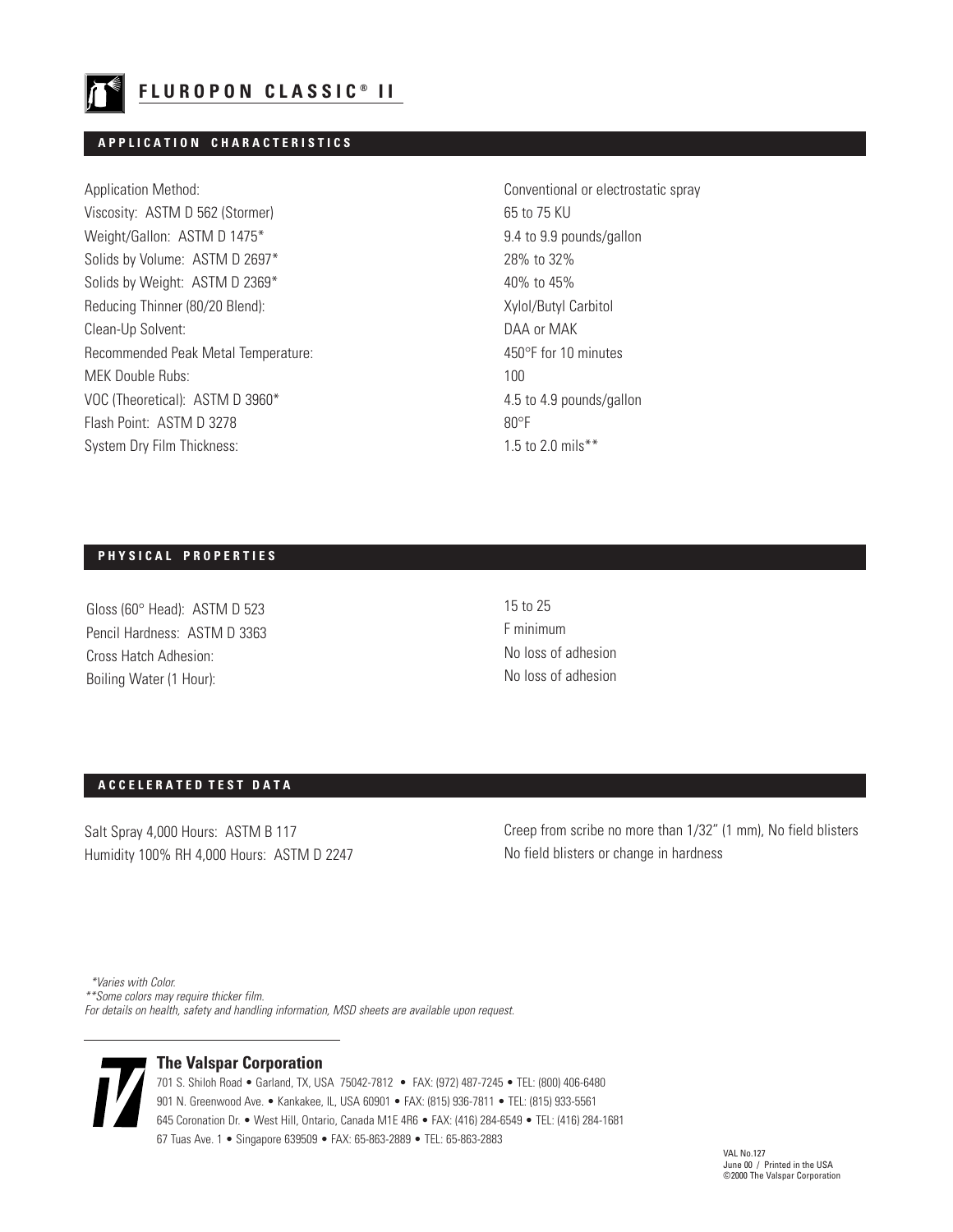# FLUROPON CLASSIC® II

## APPLICATION CHARACTERISTICS

| | |
|---|---|
| Application Method: | Conventional or electrostatic spray |
| Viscosity: ASTM D 562 (Stormer) | 65 to 75 KU |
| Weight/Gallon: ASTM D 1475* | 9.4 to 9.9 pounds/gallon |
| Solids by Volume: ASTM D 2697* | 28% to 32% |
| Solids by Weight: ASTM D 2369* | 40% to 45% |
| Reducing Thinner (80/20 Blend): | Xylol/Butyl Carbitol |
| Clean-Up Solvent: | DAA or MAK |
| Recommended Peak Metal Temperature: | 450°F for 10 minutes |
| MEK Double Rubs: | 100 |
| VOC (Theoretical): ASTM D 3960* | 4.5 to 4.9 pounds/gallon |
| Flash Point: ASTM D 3278 | 80°F |
| System Dry Film Thickness: | 1.5 to 2.0 mils** |

## PHYSICAL PROPERTIES

| | |
|---|---|
| Gloss (60° Head): ASTM D 523 | 15 to 25 |
| Pencil Hardness: ASTM D 3363 | F minimum |
| Cross Hatch Adhesion: | No loss of adhesion |
| Boiling Water (1 Hour): | No loss of adhesion |

## ACCELERATED TEST DATA

| | |
|---|---|
| Salt Spray 4,000 Hours: ASTM B 117 | Creep from scribe no more than 1/32" (1 mm), No field blisters |
| Humidity 100% RH 4,000 Hours: ASTM D 2247 | No field blisters or change in hardness |

*\*Varies with Color.*
*\*\*Some colors may require thicker film.*
*For details on health, safety and handling information, MSD sheets are available upon request.*

**The Valspar Corporation**

701 S. Shiloh Road • Garland, TX, USA 75042-7812 • FAX: (972) 487-7245 • TEL: (800) 406-6480
901 N. Greenwood Ave. • Kankakee, IL, USA 60901 • FAX: (815) 936-7811 • TEL: (815) 933-5561
645 Coronation Dr. • West Hill, Ontario, Canada M1E 4R6 • FAX: (416) 284-6549 • TEL: (416) 284-1681
67 Tuas Ave. 1 • Singapore 639509 • FAX: 65-863-2889 • TEL: 65-863-2883

VAL No.127
June 00 / Printed in the USA
©2000 The Valspar Corporation